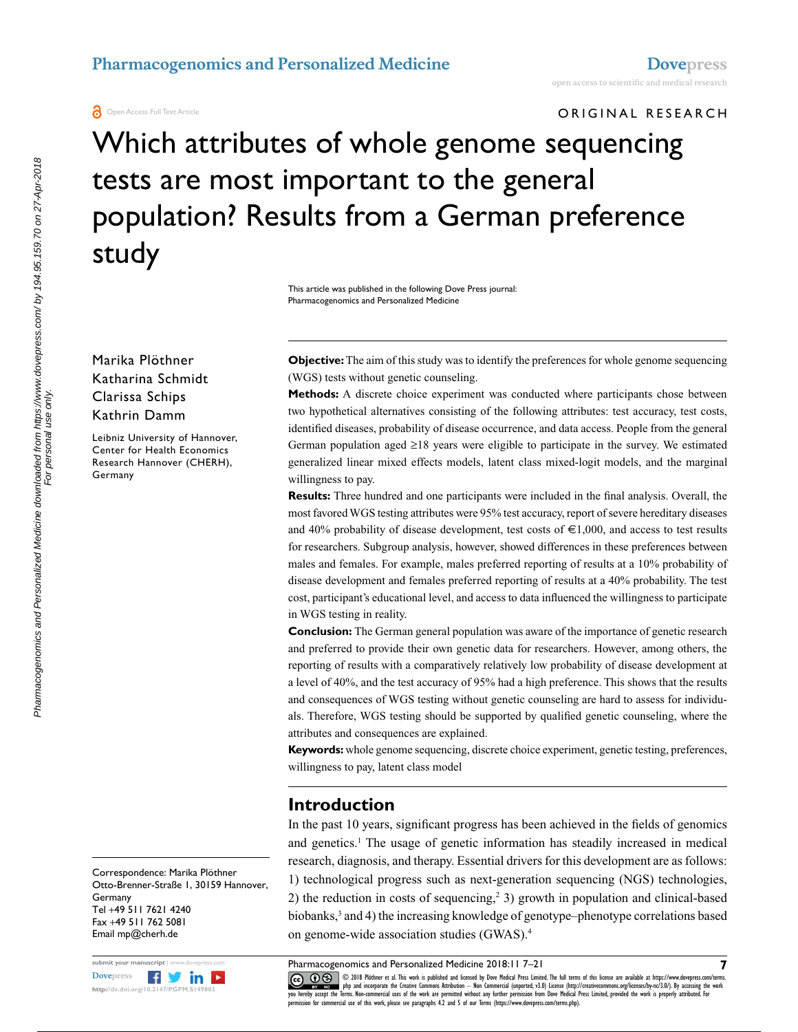ORIGINAL RESEARCH

# Which attributes of whole genome sequencing tests are most important to the general population? Results from a German preference study

This article was published in the following Dove Press journal:
Pharmacogenomics and Personalized Medicine

Marika Plöthner
Katharina Schmidt
Clarissa Schips
Kathrin Damm

Leibniz University of Hannover, Center for Health Economics Research Hannover (CHERH), Germany

**Objective:** The aim of this study was to identify the preferences for whole genome sequencing (WGS) tests without genetic counseling.

**Methods:** A discrete choice experiment was conducted where participants chose between two hypothetical alternatives consisting of the following attributes: test accuracy, test costs, identified diseases, probability of disease occurrence, and data access. People from the general German population aged ≥18 years were eligible to participate in the survey. We estimated generalized linear mixed effects models, latent class mixed-logit models, and the marginal willingness to pay.

**Results:** Three hundred and one participants were included in the final analysis. Overall, the most favored WGS testing attributes were 95% test accuracy, report of severe hereditary diseases and 40% probability of disease development, test costs of €1,000, and access to test results for researchers. Subgroup analysis, however, showed differences in these preferences between males and females. For example, males preferred reporting of results at a 10% probability of disease development and females preferred reporting of results at a 40% probability. The test cost, participant's educational level, and access to data influenced the willingness to participate in WGS testing in reality.

**Conclusion:** The German general population was aware of the importance of genetic research and preferred to provide their own genetic data for researchers. However, among others, the reporting of results with a comparatively relatively low probability of disease development at a level of 40%, and the test accuracy of 95% had a high preference. This shows that the results and consequences of WGS testing without genetic counseling are hard to assess for individuals. Therefore, WGS testing should be supported by qualified genetic counseling, where the attributes and consequences are explained.

**Keywords:** whole genome sequencing, discrete choice experiment, genetic testing, preferences, willingness to pay, latent class model

Correspondence: Marika Plöthner
Otto-Brenner-Straße 1, 30159 Hannover, Germany
Tel +49 511 7621 4240
Fax +49 511 762 5081
Email mp@cherh.de

## Introduction

In the past 10 years, significant progress has been achieved in the fields of genomics and genetics.[1] The usage of genetic information has steadily increased in medical research, diagnosis, and therapy. Essential drivers for this development are as follows: 1) technological progress such as next-generation sequencing (NGS) technologies, 2) the reduction in costs of sequencing,[2] 3) growth in population and clinical-based biobanks,[3] and 4) the increasing knowledge of genotype–phenotype correlations based on genome-wide association studies (GWAS).[4]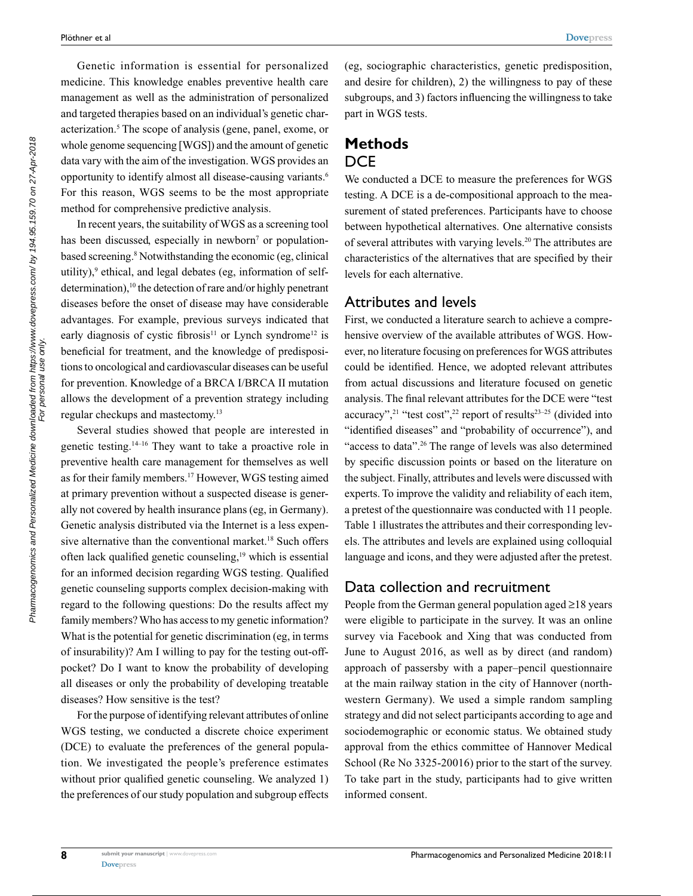Genetic information is essential for personalized medicine. This knowledge enables preventive health care management as well as the administration of personalized and targeted therapies based on an individual's genetic characterization.[5] The scope of analysis (gene, panel, exome, or whole genome sequencing [WGS]) and the amount of genetic data vary with the aim of the investigation. WGS provides an opportunity to identify almost all disease-causing variants.[6] For this reason, WGS seems to be the most appropriate method for comprehensive predictive analysis.

In recent years, the suitability of WGS as a screening tool has been discussed, especially in newborn[7] or population-based screening.[8] Notwithstanding the economic (eg, clinical utility),[9] ethical, and legal debates (eg, information of self-determination),[10] the detection of rare and/or highly penetrant diseases before the onset of disease may have considerable advantages. For example, previous surveys indicated that early diagnosis of cystic fibrosis[11] or Lynch syndrome[12] is beneficial for treatment, and the knowledge of predispositions to oncological and cardiovascular diseases can be useful for prevention. Knowledge of a BRCA I/BRCA II mutation allows the development of a prevention strategy including regular checkups and mastectomy.[13]

Several studies showed that people are interested in genetic testing.[14–16] They want to take a proactive role in preventive health care management for themselves as well as for their family members.[17] However, WGS testing aimed at primary prevention without a suspected disease is generally not covered by health insurance plans (eg, in Germany). Genetic analysis distributed via the Internet is a less expensive alternative than the conventional market.[18] Such offers often lack qualified genetic counseling,[19] which is essential for an informed decision regarding WGS testing. Qualified genetic counseling supports complex decision-making with regard to the following questions: Do the results affect my family members? Who has access to my genetic information? What is the potential for genetic discrimination (eg, in terms of insurability)? Am I willing to pay for the testing out-off-pocket? Do I want to know the probability of developing all diseases or only the probability of developing treatable diseases? How sensitive is the test?

For the purpose of identifying relevant attributes of online WGS testing, we conducted a discrete choice experiment (DCE) to evaluate the preferences of the general population. We investigated the people's preference estimates without prior qualified genetic counseling. We analyzed 1) the preferences of our study population and subgroup effects (eg, sociographic characteristics, genetic predisposition, and desire for children), 2) the willingness to pay of these subgroups, and 3) factors influencing the willingness to take part in WGS tests.

# Methods

## DCE

We conducted a DCE to measure the preferences for WGS testing. A DCE is a de-compositional approach to the measurement of stated preferences. Participants have to choose between hypothetical alternatives. One alternative consists of several attributes with varying levels.[20] The attributes are characteristics of the alternatives that are specified by their levels for each alternative.

## Attributes and levels

First, we conducted a literature search to achieve a comprehensive overview of the available attributes of WGS. However, no literature focusing on preferences for WGS attributes could be identified. Hence, we adopted relevant attributes from actual discussions and literature focused on genetic analysis. The final relevant attributes for the DCE were "test accuracy",[21] "test cost",[22] report of results[23–25] (divided into "identified diseases" and "probability of occurrence"), and "access to data".[26] The range of levels was also determined by specific discussion points or based on the literature on the subject. Finally, attributes and levels were discussed with experts. To improve the validity and reliability of each item, a pretest of the questionnaire was conducted with 11 people. Table 1 illustrates the attributes and their corresponding levels. The attributes and levels are explained using colloquial language and icons, and they were adjusted after the pretest.

## Data collection and recruitment

People from the German general population aged ≥18 years were eligible to participate in the survey. It was an online survey via Facebook and Xing that was conducted from June to August 2016, as well as by direct (and random) approach of passersby with a paper–pencil questionnaire at the main railway station in the city of Hannover (northwestern Germany). We used a simple random sampling strategy and did not select participants according to age and sociodemographic or economic status. We obtained study approval from the ethics committee of Hannover Medical School (Re No 3325-20016) prior to the start of the survey. To take part in the study, participants had to give written informed consent.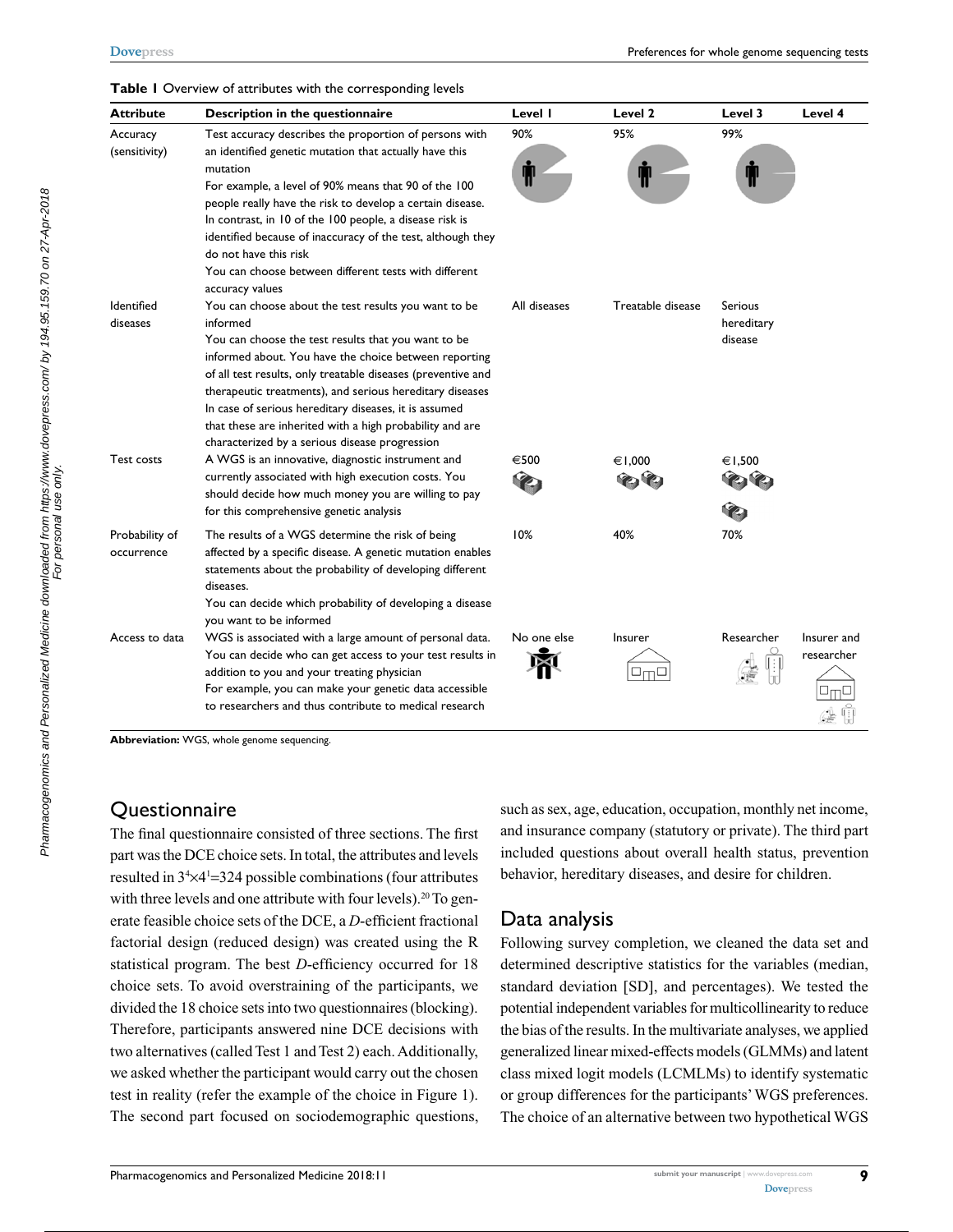**Table 1** Overview of attributes with the corresponding levels

| Attribute | Description in the questionnaire | Level 1 | Level 2 | Level 3 | Level 4 |
|---|---|---|---|---|---|
| Accuracy (sensitivity) | Test accuracy describes the proportion of persons with an identified genetic mutation that actually have this mutation<br>For example, a level of 90% means that 90 of the 100 people really have the risk to develop a certain disease. In contrast, in 10 of the 100 people, a disease risk is identified because of inaccuracy of the test, although they do not have this risk<br>You can choose between different tests with different accuracy values | 90% | 95% | 99% | |
| Identified diseases | You can choose about the test results you want to be informed<br>You can choose the test results that you want to be informed about. You have the choice between reporting of all test results, only treatable diseases (preventive and therapeutic treatments), and serious hereditary diseases<br>In case of serious hereditary diseases, it is assumed that these are inherited with a high probability and are characterized by a serious disease progression | All diseases | Treatable disease | Serious hereditary disease | |
| Test costs | A WGS is an innovative, diagnostic instrument and currently associated with high execution costs. You should decide how much money you are willing to pay for this comprehensive genetic analysis | €500 | €1,000 | €1,500 | |
| Probability of occurrence | The results of a WGS determine the risk of being affected by a specific disease. A genetic mutation enables statements about the probability of developing different diseases.<br>You can decide which probability of developing a disease you want to be informed | 10% | 40% | 70% | |
| Access to data | WGS is associated with a large amount of personal data. You can decide who can get access to your test results in addition to you and your treating physician<br>For example, you can make your genetic data accessible to researchers and thus contribute to medical research | No one else | Insurer | Researcher | Insurer and researcher |

**Abbreviation:** WGS, whole genome sequencing.

## Questionnaire

The final questionnaire consisted of three sections. The first part was the DCE choice sets. In total, the attributes and levels resulted in $3^4 \times 4^1 = 324$ possible combinations (four attributes with three levels and one attribute with four levels).[20] To generate feasible choice sets of the DCE, a *D*-efficient fractional factorial design (reduced design) was created using the R statistical program. The best *D*-efficiency occurred for 18 choice sets. To avoid overstraining of the participants, we divided the 18 choice sets into two questionnaires (blocking). Therefore, participants answered nine DCE decisions with two alternatives (called Test 1 and Test 2) each. Additionally, we asked whether the participant would carry out the chosen test in reality (refer the example of the choice in Figure 1). The second part focused on sociodemographic questions, such as sex, age, education, occupation, monthly net income, and insurance company (statutory or private). The third part included questions about overall health status, prevention behavior, hereditary diseases, and desire for children.

## Data analysis

Following survey completion, we cleaned the data set and determined descriptive statistics for the variables (median, standard deviation [SD], and percentages). We tested the potential independent variables for multicollinearity to reduce the bias of the results. In the multivariate analyses, we applied generalized linear mixed-effects models (GLMMs) and latent class mixed logit models (LCMLMs) to identify systematic or group differences for the participants' WGS preferences. The choice of an alternative between two hypothetical WGS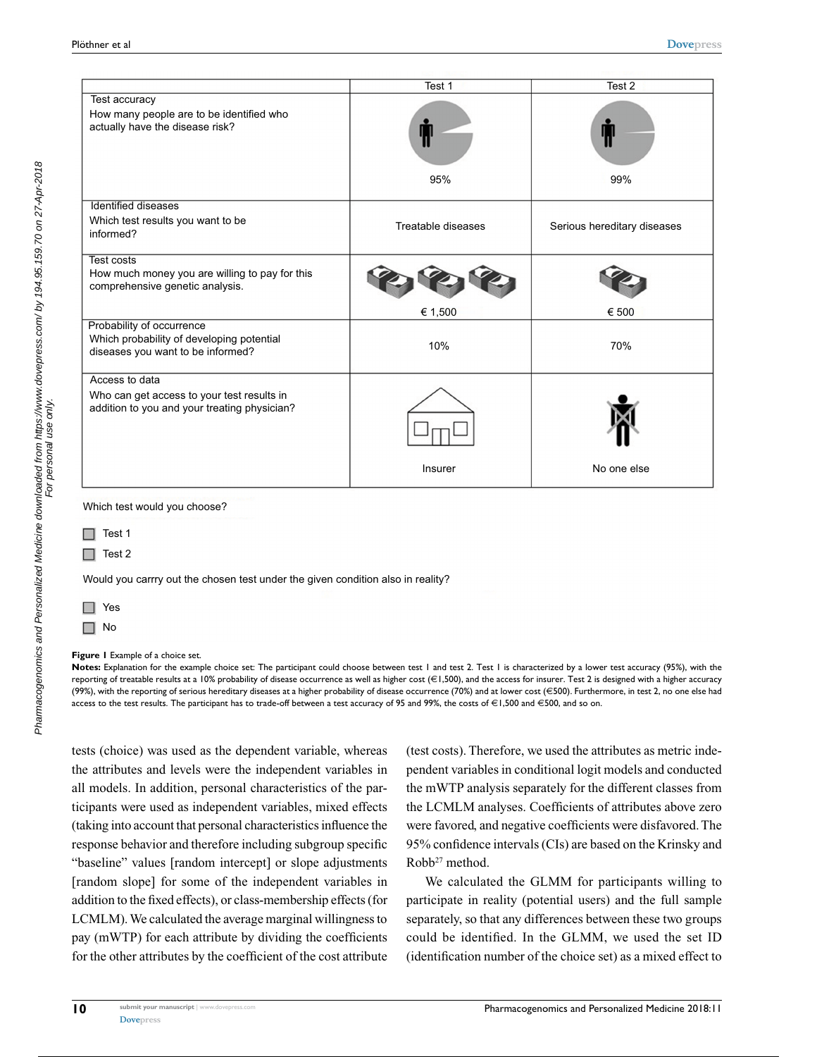| | Test 1 | Test 2 |
|---|---|---|
| Test accuracy<br>How many people are to be identified who actually have the disease risk? | 95% | 99% |
| Identified diseases<br>Which test results you want to be informed? | Treatable diseases | Serious hereditary diseases |
| Test costs<br>How much money you are willing to pay for this comprehensive genetic analysis. | € 1,500 | € 500 |
| Probability of occurrence<br>Which probability of developing potential diseases you want to be informed? | 10% | 70% |
| Access to data<br>Who can get access to your test results in addition to you and your treating physician? | Insurer | No one else |

Which test would you choose?

- Test 1
- Test 2

Would you carrry out the chosen test under the given condition also in reality?

- Yes
- No

**Figure 1** Example of a choice set.

**Notes:** Explanation for the example choice set: The participant could choose between test 1 and test 2. Test 1 is characterized by a lower test accuracy (95%), with the reporting of treatable results at a 10% probability of disease occurrence as well as higher cost (€1,500), and the access for insurer. Test 2 is designed with a higher accuracy (99%), with the reporting of serious hereditary diseases at a higher probability of disease occurrence (70%) and at lower cost (€500). Furthermore, in test 2, no one else had access to the test results. The participant has to trade-off between a test accuracy of 95 and 99%, the costs of €1,500 and €500, and so on.

tests (choice) was used as the dependent variable, whereas the attributes and levels were the independent variables in all models. In addition, personal characteristics of the participants were used as independent variables, mixed effects (taking into account that personal characteristics influence the response behavior and therefore including subgroup specific "baseline" values [random intercept] or slope adjustments [random slope] for some of the independent variables in addition to the fixed effects), or class-membership effects (for LCMLM). We calculated the average marginal willingness to pay (mWTP) for each attribute by dividing the coefficients for the other attributes by the coefficient of the cost attribute (test costs). Therefore, we used the attributes as metric independent variables in conditional logit models and conducted the mWTP analysis separately for the different classes from the LCMLM analyses. Coefficients of attributes above zero were favored, and negative coefficients were disfavored. The 95% confidence intervals (CIs) are based on the Krinsky and Robb[27] method.

We calculated the GLMM for participants willing to participate in reality (potential users) and the full sample separately, so that any differences between these two groups could be identified. In the GLMM, we used the set ID (identification number of the choice set) as a mixed effect to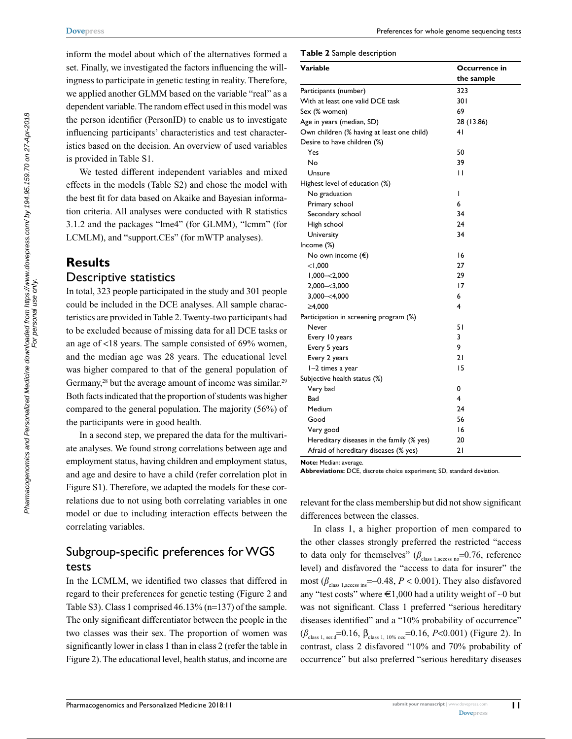inform the model about which of the alternatives formed a set. Finally, we investigated the factors influencing the willingness to participate in genetic testing in reality. Therefore, we applied another GLMM based on the variable "real" as a dependent variable. The random effect used in this model was the person identifier (PersonID) to enable us to investigate influencing participants' characteristics and test characteristics based on the decision. An overview of used variables is provided in Table S1.

We tested different independent variables and mixed effects in the models (Table S2) and chose the model with the best fit for data based on Akaike and Bayesian information criteria. All analyses were conducted with R statistics 3.1.2 and the packages "lme4" (for GLMM), "lcmm" (for LCMLM), and "support.CEs" (for mWTP analyses).

# Results

## Descriptive statistics

In total, 323 people participated in the study and 301 people could be included in the DCE analyses. All sample characteristics are provided in Table 2. Twenty-two participants had to be excluded because of missing data for all DCE tasks or an age of <18 years. The sample consisted of 69% women, and the median age was 28 years. The educational level was higher compared to that of the general population of Germany,[28] but the average amount of income was similar.[29] Both facts indicated that the proportion of students was higher compared to the general population. The majority (56%) of the participants were in good health.

In a second step, we prepared the data for the multivariate analyses. We found strong correlations between age and employment status, having children and employment status, and age and desire to have a child (refer correlation plot in Figure S1). Therefore, we adapted the models for these correlations due to not using both correlating variables in one model or due to including interaction effects between the correlating variables.

**Table 2** Sample description

| Variable | Occurrence in the sample |
|---|---|
| Participants (number) | 323 |
| With at least one valid DCE task | 301 |
| Sex (% women) | 69 |
| Age in years (median, SD) | 28 (13.86) |
| Own children (% having at least one child) | 41 |
| Desire to have children (%) | |
| Yes | 50 |
| No | 39 |
| Unsure | 11 |
| Highest level of education (%) | |
| No graduation | 1 |
| Primary school | 6 |
| Secondary school | 34 |
| High school | 24 |
| University | 34 |
| Income (%) | |
| No own income (€) | 16 |
| <1,000 | 27 |
| 1,000–<2,000 | 29 |
| 2,000–<3,000 | 17 |
| 3,000–<4,000 | 6 |
| ≥4,000 | 4 |
| Participation in screening program (%) | |
| Never | 51 |
| Every 10 years | 3 |
| Every 5 years | 9 |
| Every 2 years | 21 |
| 1–2 times a year | 15 |
| Subjective health status (%) | |
| Very bad | 0 |
| Bad | 4 |
| Medium | 24 |
| Good | 56 |
| Very good | 16 |
| Hereditary diseases in the family (% yes) | 20 |
| Afraid of hereditary diseases (% yes) | 21 |

**Note:** Median: average.
**Abbreviations:** DCE, discrete choice experiment; SD, standard deviation.

## Subgroup-specific preferences for WGS tests

In the LCMLM, we identified two classes that differed in regard to their preferences for genetic testing (Figure 2 and Table S3). Class 1 comprised 46.13% (n=137) of the sample. The only significant differentiator between the people in the two classes was their sex. The proportion of women was significantly lower in class 1 than in class 2 (refer the table in Figure 2). The educational level, health status, and income are relevant for the class membership but did not show significant differences between the classes.

In class 1, a higher proportion of men compared to the other classes strongly preferred the restricted "access to data only for themselves" ($\beta_{\text{class 1,access no}}$=0.76, reference level) and disfavored the "access to data for insurer" the most ($\beta_{\text{class 1,access ins}}$=−0.48, $P < 0.001$). They also disfavored any "test costs" where €1,000 had a utility weight of ~0 but was not significant. Class 1 preferred "serious hereditary diseases identified" and a "10% probability of occurrence" ($\beta_{\text{class 1, ser.d}}$=0.16, $\beta_{\text{class 1, 10\% occ}}$=0.16, $P$<0.001) (Figure 2). In contrast, class 2 disfavored "10% and 70% probability of occurrence" but also preferred "serious hereditary diseases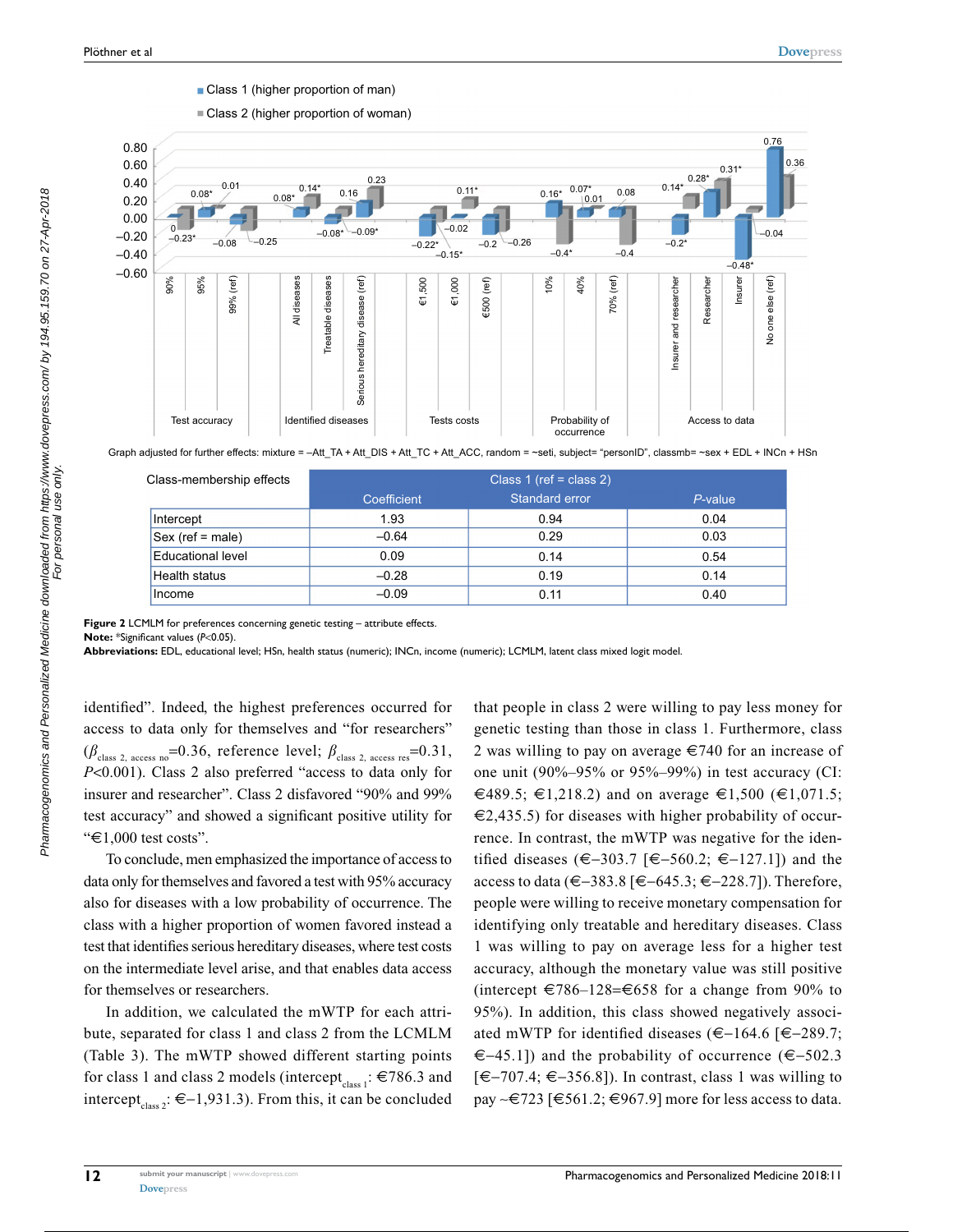Class 1 (higher proportion of man)

Class 2 (higher proportion of woman)

Graph adjusted for further effects: mixture = –Att_TA + Att_DIS + Att_TC + Att_ACC, random = ~seti, subject= "personID", classmb= ~sex + EDL + INCn + HSn

| Class-membership effects | Class 1 (ref = class 2) | | |
|---|---|---|---|
| | Coefficient | Standard error | *P*-value |
| Intercept | 1.93 | 0.94 | 0.04 |
| Sex (ref = male) | –0.64 | 0.29 | 0.03 |
| Educational level | 0.09 | 0.14 | 0.54 |
| Health status | –0.28 | 0.19 | 0.14 |
| Income | –0.09 | 0.11 | 0.40 |

**Figure 2** LCMLM for preferences concerning genetic testing – attribute effects.
**Note:** *Significant values (*P*<0.05).
**Abbreviations:** EDL, educational level; HSn, health status (numeric); INCn, income (numeric); LCMLM, latent class mixed logit model.

identified". Indeed, the highest preferences occurred for access to data only for themselves and "for researchers" ($\beta_{\text{class 2, access no}}$=0.36, reference level; $\beta_{\text{class 2, access res}}$=0.31, $P$<0.001). Class 2 also preferred "access to data only for insurer and researcher". Class 2 disfavored "90% and 99% test accuracy" and showed a significant positive utility for "€1,000 test costs".

To conclude, men emphasized the importance of access to data only for themselves and favored a test with 95% accuracy also for diseases with a low probability of occurrence. The class with a higher proportion of women favored instead a test that identifies serious hereditary diseases, where test costs on the intermediate level arise, and that enables data access for themselves or researchers.

In addition, we calculated the mWTP for each attribute, separated for class 1 and class 2 from the LCMLM (Table 3). The mWTP showed different starting points for class 1 and class 2 models (intercept$_{\text{class 1}}$: €786.3 and intercept$_{\text{class 2}}$: €–1,931.3). From this, it can be concluded that people in class 2 were willing to pay less money for genetic testing than those in class 1. Furthermore, class 2 was willing to pay on average €740 for an increase of one unit (90%–95% or 95%–99%) in test accuracy (CI: €489.5; €1,218.2) and on average €1,500 (€1,071.5; €2,435.5) for diseases with higher probability of occurrence. In contrast, the mWTP was negative for the identified diseases (€–303.7 [€–560.2; €–127.1]) and the access to data (€–383.8 [€–645.3; €–228.7]). Therefore, people were willing to receive monetary compensation for identifying only treatable and hereditary diseases. Class 1 was willing to pay on average less for a higher test accuracy, although the monetary value was still positive (intercept €786–128=€658 for a change from 90% to 95%). In addition, this class showed negatively associated mWTP for identified diseases (€–164.6 [€–289.7; €–45.1]) and the probability of occurrence (€–502.3 [€–707.4; €–356.8]). In contrast, class 1 was willing to pay ~€723 [€561.2; €967.9] more for less access to data.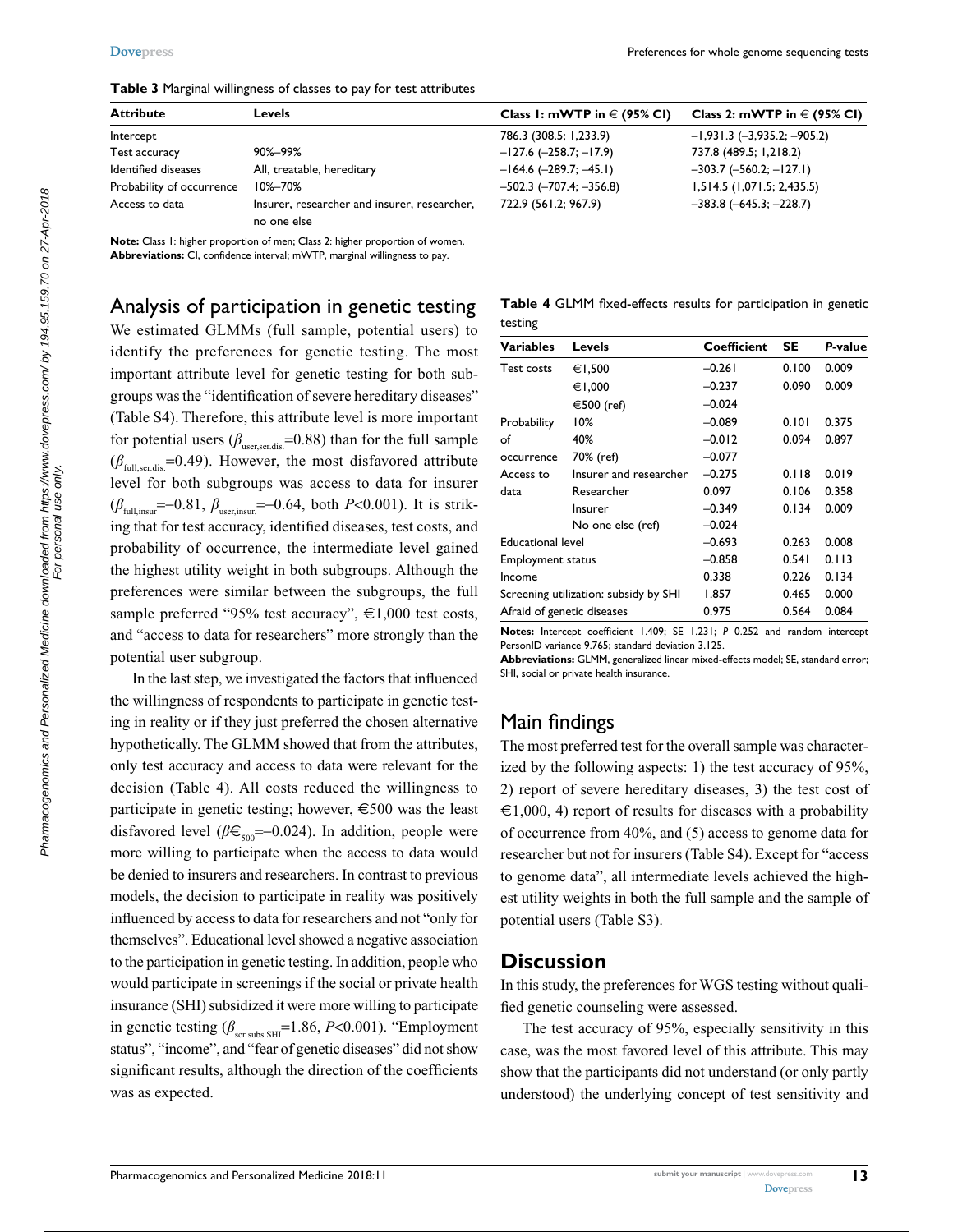**Table 3** Marginal willingness of classes to pay for test attributes

| Attribute | Levels | Class 1: mWTP in € (95% CI) | Class 2: mWTP in € (95% CI) |
|---|---|---|---|
| Intercept | | 786.3 (308.5; 1,233.9) | −1,931.3 (−3,935.2; −905.2) |
| Test accuracy | 90%–99% | −127.6 (−258.7; −17.9) | 737.8 (489.5; 1,218.2) |
| Identified diseases | All, treatable, hereditary | −164.6 (−289.7; −45.1) | −303.7 (−560.2; −127.1) |
| Probability of occurrence | 10%–70% | −502.3 (−707.4; −356.8) | 1,514.5 (1,071.5; 2,435.5) |
| Access to data | Insurer, researcher and insurer, researcher, no one else | 722.9 (561.2; 967.9) | −383.8 (−645.3; −228.7) |

**Note:** Class 1: higher proportion of men; Class 2: higher proportion of women.
**Abbreviations:** CI, confidence interval; mWTP, marginal willingness to pay.

## Analysis of participation in genetic testing

We estimated GLMMs (full sample, potential users) to identify the preferences for genetic testing. The most important attribute level for genetic testing for both subgroups was the "identification of severe hereditary diseases" (Table S4). Therefore, this attribute level is more important for potential users ($\beta_{\text{user,ser.dis.}}$=0.88) than for the full sample ($\beta_{\text{full,ser.dis.}}$=0.49). However, the most disfavored attribute level for both subgroups was access to data for insurer ($\beta_{\text{full,insur}}$=−0.81, $\beta_{\text{user,insur.}}$=−0.64, both $P$<0.001). It is striking that for test accuracy, identified diseases, test costs, and probability of occurrence, the intermediate level gained the highest utility weight in both subgroups. Although the preferences were similar between the subgroups, the full sample preferred "95% test accuracy", €1,000 test costs, and "access to data for researchers" more strongly than the potential user subgroup.

In the last step, we investigated the factors that influenced the willingness of respondents to participate in genetic testing in reality or if they just preferred the chosen alternative hypothetically. The GLMM showed that from the attributes, only test accuracy and access to data were relevant for the decision (Table 4). All costs reduced the willingness to participate in genetic testing; however, €500 was the least disfavored level ($\beta€_{500}$=−0.024). In addition, people were more willing to participate when the access to data would be denied to insurers and researchers. In contrast to previous models, the decision to participate in reality was positively influenced by access to data for researchers and not "only for themselves". Educational level showed a negative association to the participation in genetic testing. In addition, people who would participate in screenings if the social or private health insurance (SHI) subsidized it were more willing to participate in genetic testing ($\beta_{\text{scr subs SHI}}$=1.86, $P$<0.001). "Employment status", "income", and "fear of genetic diseases" did not show significant results, although the direction of the coefficients was as expected.

**Table 4** GLMM fixed-effects results for participation in genetic testing

| Variables | Levels | Coefficient | SE | *P*-value |
|---|---|---|---|---|
| Test costs | €1,500 | −0.261 | 0.100 | 0.009 |
| | €1,000 | −0.237 | 0.090 | 0.009 |
| | €500 (ref) | −0.024 | | |
| Probability of occurrence | 10% | −0.089 | 0.101 | 0.375 |
| | 40% | −0.012 | 0.094 | 0.897 |
| | 70% (ref) | −0.077 | | |
| Access to data | Insurer and researcher | −0.275 | 0.118 | 0.019 |
| | Researcher | 0.097 | 0.106 | 0.358 |
| | Insurer | −0.349 | 0.134 | 0.009 |
| | No one else (ref) | −0.024 | | |
| Educational level | | −0.693 | 0.263 | 0.008 |
| Employment status | | −0.858 | 0.541 | 0.113 |
| Income | | 0.338 | 0.226 | 0.134 |
| Screening utilization: subsidy by SHI | | 1.857 | 0.465 | 0.000 |
| Afraid of genetic diseases | | 0.975 | 0.564 | 0.084 |

**Notes:** Intercept coefficient 1.409; SE 1.231; *P* 0.252 and random intercept PersonID variance 9.765; standard deviation 3.125.
**Abbreviations:** GLMM, generalized linear mixed-effects model; SE, standard error; SHI, social or private health insurance.

## Main findings

The most preferred test for the overall sample was characterized by the following aspects: 1) the test accuracy of 95%, 2) report of severe hereditary diseases, 3) the test cost of €1,000, 4) report of results for diseases with a probability of occurrence from 40%, and (5) access to genome data for researcher but not for insurers (Table S4). Except for "access to genome data", all intermediate levels achieved the highest utility weights in both the full sample and the sample of potential users (Table S3).

# Discussion

In this study, the preferences for WGS testing without qualified genetic counseling were assessed.

The test accuracy of 95%, especially sensitivity in this case, was the most favored level of this attribute. This may show that the participants did not understand (or only partly understood) the underlying concept of test sensitivity and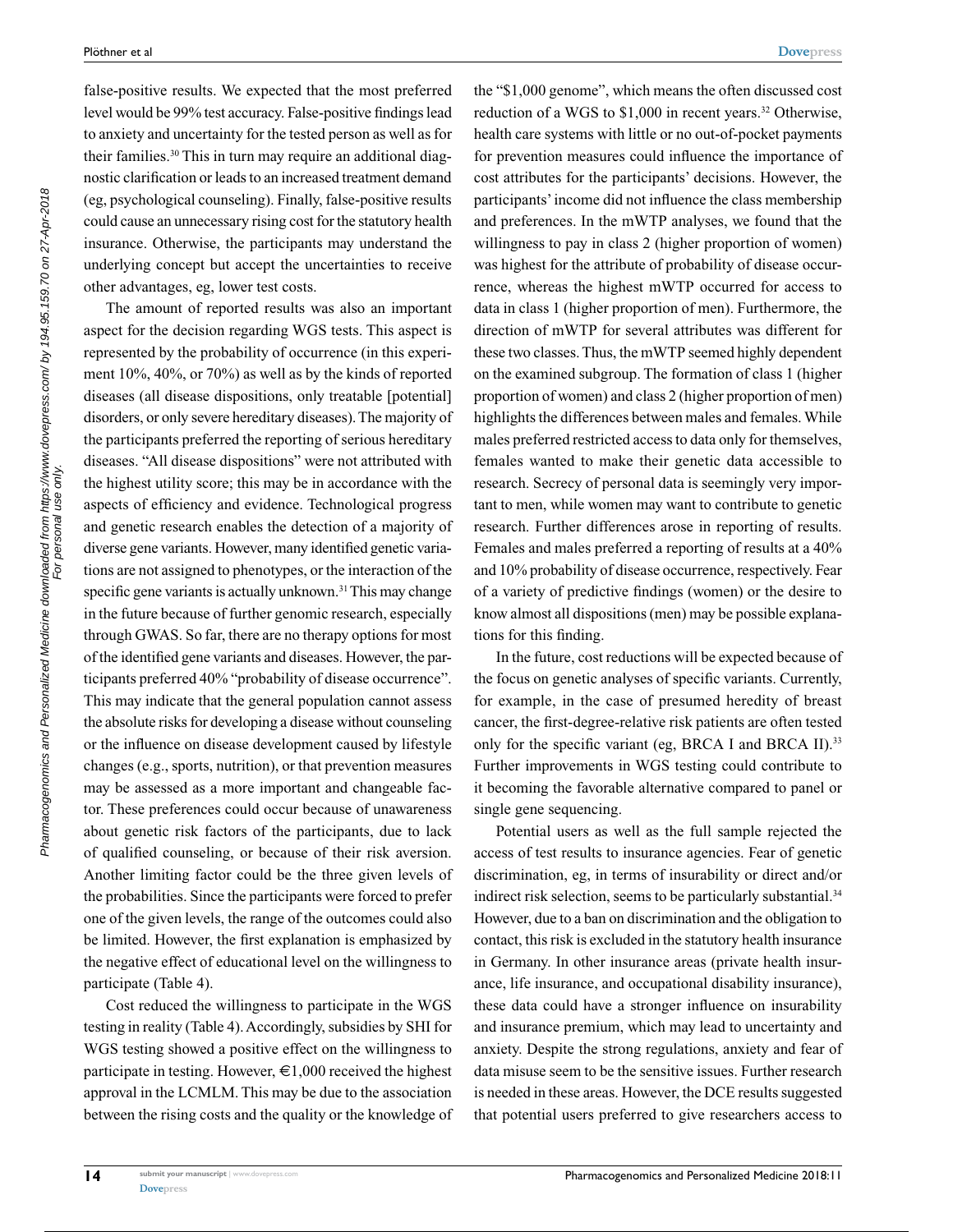false-positive results. We expected that the most preferred level would be 99% test accuracy. False-positive findings lead to anxiety and uncertainty for the tested person as well as for their families.[30] This in turn may require an additional diagnostic clarification or leads to an increased treatment demand (eg, psychological counseling). Finally, false-positive results could cause an unnecessary rising cost for the statutory health insurance. Otherwise, the participants may understand the underlying concept but accept the uncertainties to receive other advantages, eg, lower test costs.

The amount of reported results was also an important aspect for the decision regarding WGS tests. This aspect is represented by the probability of occurrence (in this experiment 10%, 40%, or 70%) as well as by the kinds of reported diseases (all disease dispositions, only treatable [potential] disorders, or only severe hereditary diseases). The majority of the participants preferred the reporting of serious hereditary diseases. "All disease dispositions" were not attributed with the highest utility score; this may be in accordance with the aspects of efficiency and evidence. Technological progress and genetic research enables the detection of a majority of diverse gene variants. However, many identified genetic variations are not assigned to phenotypes, or the interaction of the specific gene variants is actually unknown.[31] This may change in the future because of further genomic research, especially through GWAS. So far, there are no therapy options for most of the identified gene variants and diseases. However, the participants preferred 40% "probability of disease occurrence". This may indicate that the general population cannot assess the absolute risks for developing a disease without counseling or the influence on disease development caused by lifestyle changes (e.g., sports, nutrition), or that prevention measures may be assessed as a more important and changeable factor. These preferences could occur because of unawareness about genetic risk factors of the participants, due to lack of qualified counseling, or because of their risk aversion. Another limiting factor could be the three given levels of the probabilities. Since the participants were forced to prefer one of the given levels, the range of the outcomes could also be limited. However, the first explanation is emphasized by the negative effect of educational level on the willingness to participate (Table 4).

Cost reduced the willingness to participate in the WGS testing in reality (Table 4). Accordingly, subsidies by SHI for WGS testing showed a positive effect on the willingness to participate in testing. However, €1,000 received the highest approval in the LCMLM. This may be due to the association between the rising costs and the quality or the knowledge of the "$1,000 genome", which means the often discussed cost reduction of a WGS to $1,000 in recent years.[32] Otherwise, health care systems with little or no out-of-pocket payments for prevention measures could influence the importance of cost attributes for the participants' decisions. However, the participants' income did not influence the class membership and preferences. In the mWTP analyses, we found that the willingness to pay in class 2 (higher proportion of women) was highest for the attribute of probability of disease occurrence, whereas the highest mWTP occurred for access to data in class 1 (higher proportion of men). Furthermore, the direction of mWTP for several attributes was different for these two classes. Thus, the mWTP seemed highly dependent on the examined subgroup. The formation of class 1 (higher proportion of women) and class 2 (higher proportion of men) highlights the differences between males and females. While males preferred restricted access to data only for themselves, females wanted to make their genetic data accessible to research. Secrecy of personal data is seemingly very important to men, while women may want to contribute to genetic research. Further differences arose in reporting of results. Females and males preferred a reporting of results at a 40% and 10% probability of disease occurrence, respectively. Fear of a variety of predictive findings (women) or the desire to know almost all dispositions (men) may be possible explanations for this finding.

In the future, cost reductions will be expected because of the focus on genetic analyses of specific variants. Currently, for example, in the case of presumed heredity of breast cancer, the first-degree-relative risk patients are often tested only for the specific variant (eg, BRCA I and BRCA II).[33] Further improvements in WGS testing could contribute to it becoming the favorable alternative compared to panel or single gene sequencing.

Potential users as well as the full sample rejected the access of test results to insurance agencies. Fear of genetic discrimination, eg, in terms of insurability or direct and/or indirect risk selection, seems to be particularly substantial.[34] However, due to a ban on discrimination and the obligation to contact, this risk is excluded in the statutory health insurance in Germany. In other insurance areas (private health insurance, life insurance, and occupational disability insurance), these data could have a stronger influence on insurability and insurance premium, which may lead to uncertainty and anxiety. Despite the strong regulations, anxiety and fear of data misuse seem to be the sensitive issues. Further research is needed in these areas. However, the DCE results suggested that potential users preferred to give researchers access to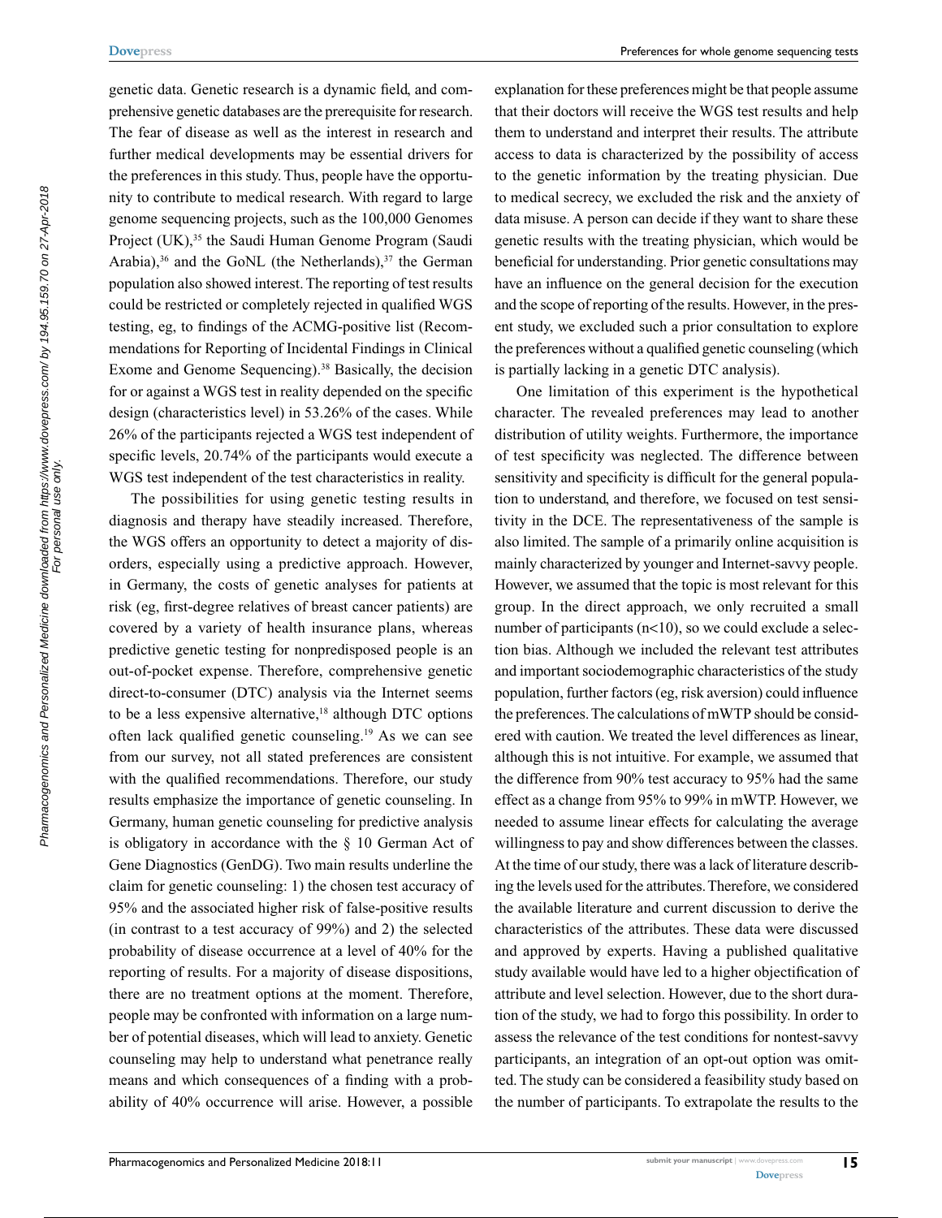genetic data. Genetic research is a dynamic field, and comprehensive genetic databases are the prerequisite for research. The fear of disease as well as the interest in research and further medical developments may be essential drivers for the preferences in this study. Thus, people have the opportunity to contribute to medical research. With regard to large genome sequencing projects, such as the 100,000 Genomes Project (UK),[35] the Saudi Human Genome Program (Saudi Arabia),[36] and the GoNL (the Netherlands),[37] the German population also showed interest. The reporting of test results could be restricted or completely rejected in qualified WGS testing, eg, to findings of the ACMG-positive list (Recommendations for Reporting of Incidental Findings in Clinical Exome and Genome Sequencing).[38] Basically, the decision for or against a WGS test in reality depended on the specific design (characteristics level) in 53.26% of the cases. While 26% of the participants rejected a WGS test independent of specific levels, 20.74% of the participants would execute a WGS test independent of the test characteristics in reality.

The possibilities for using genetic testing results in diagnosis and therapy have steadily increased. Therefore, the WGS offers an opportunity to detect a majority of disorders, especially using a predictive approach. However, in Germany, the costs of genetic analyses for patients at risk (eg, first-degree relatives of breast cancer patients) are covered by a variety of health insurance plans, whereas predictive genetic testing for nonpredisposed people is an out-of-pocket expense. Therefore, comprehensive genetic direct-to-consumer (DTC) analysis via the Internet seems to be a less expensive alternative,[18] although DTC options often lack qualified genetic counseling.[19] As we can see from our survey, not all stated preferences are consistent with the qualified recommendations. Therefore, our study results emphasize the importance of genetic counseling. In Germany, human genetic counseling for predictive analysis is obligatory in accordance with the § 10 German Act of Gene Diagnostics (GenDG). Two main results underline the claim for genetic counseling: 1) the chosen test accuracy of 95% and the associated higher risk of false-positive results (in contrast to a test accuracy of 99%) and 2) the selected probability of disease occurrence at a level of 40% for the reporting of results. For a majority of disease dispositions, there are no treatment options at the moment. Therefore, people may be confronted with information on a large number of potential diseases, which will lead to anxiety. Genetic counseling may help to understand what penetrance really means and which consequences of a finding with a probability of 40% occurrence will arise. However, a possible explanation for these preferences might be that people assume that their doctors will receive the WGS test results and help them to understand and interpret their results. The attribute access to data is characterized by the possibility of access to the genetic information by the treating physician. Due to medical secrecy, we excluded the risk and the anxiety of data misuse. A person can decide if they want to share these genetic results with the treating physician, which would be beneficial for understanding. Prior genetic consultations may have an influence on the general decision for the execution and the scope of reporting of the results. However, in the present study, we excluded such a prior consultation to explore the preferences without a qualified genetic counseling (which is partially lacking in a genetic DTC analysis).

One limitation of this experiment is the hypothetical character. The revealed preferences may lead to another distribution of utility weights. Furthermore, the importance of test specificity was neglected. The difference between sensitivity and specificity is difficult for the general population to understand, and therefore, we focused on test sensitivity in the DCE. The representativeness of the sample is also limited. The sample of a primarily online acquisition is mainly characterized by younger and Internet-savvy people. However, we assumed that the topic is most relevant for this group. In the direct approach, we only recruited a small number of participants (n<10), so we could exclude a selection bias. Although we included the relevant test attributes and important sociodemographic characteristics of the study population, further factors (eg, risk aversion) could influence the preferences. The calculations of mWTP should be considered with caution. We treated the level differences as linear, although this is not intuitive. For example, we assumed that the difference from 90% test accuracy to 95% had the same effect as a change from 95% to 99% in mWTP. However, we needed to assume linear effects for calculating the average willingness to pay and show differences between the classes. At the time of our study, there was a lack of literature describing the levels used for the attributes. Therefore, we considered the available literature and current discussion to derive the characteristics of the attributes. These data were discussed and approved by experts. Having a published qualitative study available would have led to a higher objectification of attribute and level selection. However, due to the short duration of the study, we had to forgo this possibility. In order to assess the relevance of the test conditions for nontest-savvy participants, an integration of an opt-out option was omitted. The study can be considered a feasibility study based on the number of participants. To extrapolate the results to the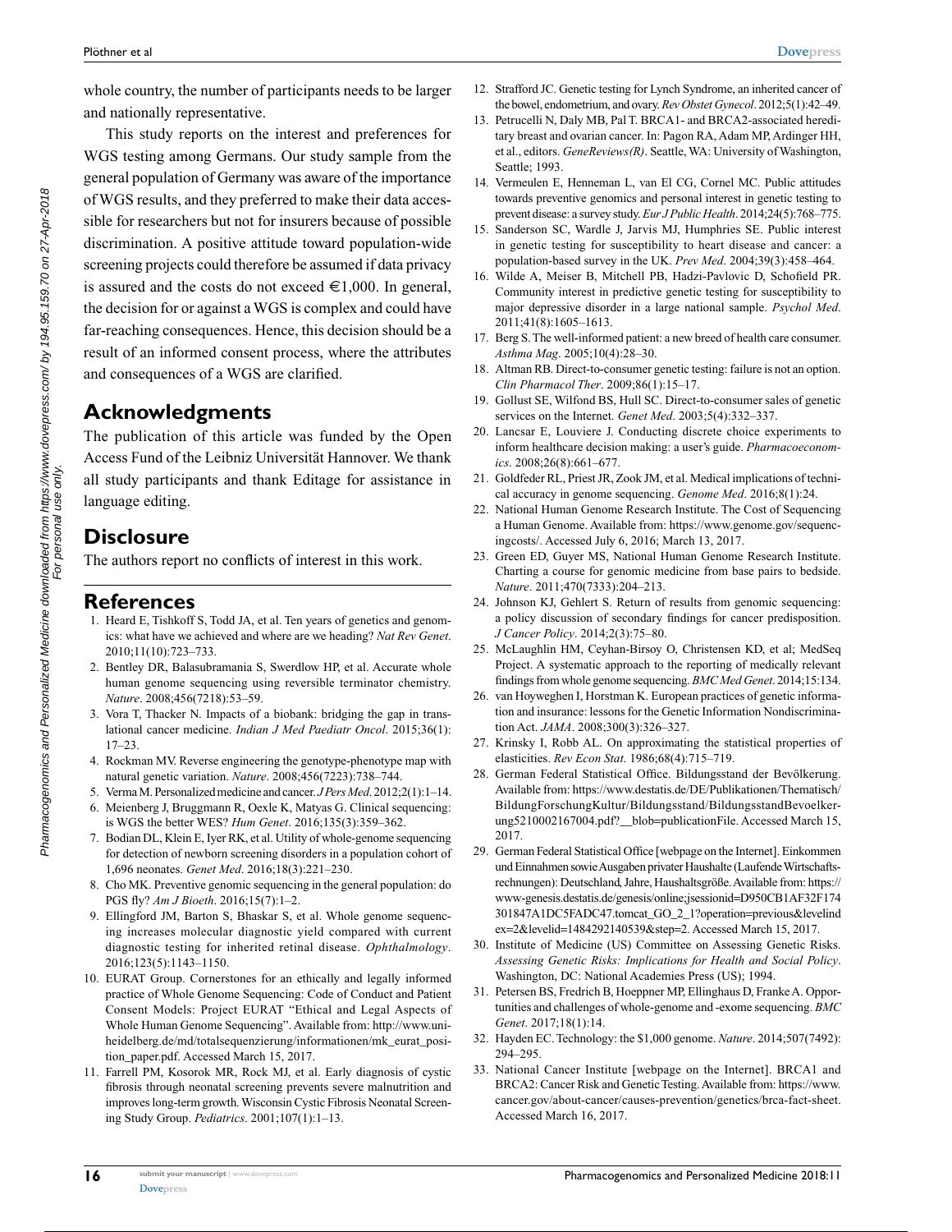whole country, the number of participants needs to be larger and nationally representative.

This study reports on the interest and preferences for WGS testing among Germans. Our study sample from the general population of Germany was aware of the importance of WGS results, and they preferred to make their data accessible for researchers but not for insurers because of possible discrimination. A positive attitude toward population-wide screening projects could therefore be assumed if data privacy is assured and the costs do not exceed €1,000. In general, the decision for or against a WGS is complex and could have far-reaching consequences. Hence, this decision should be a result of an informed consent process, where the attributes and consequences of a WGS are clarified.

## Acknowledgments

The publication of this article was funded by the Open Access Fund of the Leibniz Universität Hannover. We thank all study participants and thank Editage for assistance in language editing.

## Disclosure

The authors report no conflicts of interest in this work.

## References

1. Heard E, Tishkoff S, Todd JA, et al. Ten years of genetics and genomics: what have we achieved and where are we heading? *Nat Rev Genet*. 2010;11(10):723–733.
2. Bentley DR, Balasubramania S, Swerdlow HP, et al. Accurate whole human genome sequencing using reversible terminator chemistry. *Nature*. 2008;456(7218):53–59.
3. Vora T, Thacker N. Impacts of a biobank: bridging the gap in translational cancer medicine. *Indian J Med Paediatr Oncol*. 2015;36(1):17–23.
4. Rockman MV. Reverse engineering the genotype-phenotype map with natural genetic variation. *Nature*. 2008;456(7223):738–744.
5. Verma M. Personalized medicine and cancer. *J Pers Med*. 2012;2(1):1–14.
6. Meienberg J, Bruggmann R, Oexle K, Matyas G. Clinical sequencing: is WGS the better WES? *Hum Genet*. 2016;135(3):359–362.
7. Bodian DL, Klein E, Iyer RK, et al. Utility of whole-genome sequencing for detection of newborn screening disorders in a population cohort of 1,696 neonates. *Genet Med*. 2016;18(3):221–230.
8. Cho MK. Preventive genomic sequencing in the general population: do PGS fly? *Am J Bioeth*. 2016;15(7):1–2.
9. Ellingford JM, Barton S, Bhaskar S, et al. Whole genome sequencing increases molecular diagnostic yield compared with current diagnostic testing for inherited retinal disease. *Ophthalmology*. 2016;123(5):1143–1150.
10. EURAT Group. Cornerstones for an ethically and legally informed practice of Whole Genome Sequencing: Code of Conduct and Patient Consent Models: Project EURAT "Ethical and Legal Aspects of Whole Human Genome Sequencing". Available from: http://www.uni-heidelberg.de/md/totalsequenzierung/informationen/mk_eurat_position_paper.pdf. Accessed March 15, 2017.
11. Farrell PM, Kosorok MR, Rock MJ, et al. Early diagnosis of cystic fibrosis through neonatal screening prevents severe malnutrition and improves long-term growth. Wisconsin Cystic Fibrosis Neonatal Screening Study Group. *Pediatrics*. 2001;107(1):1–13.
12. Strafford JC. Genetic testing for Lynch Syndrome, an inherited cancer of the bowel, endometrium, and ovary. *Rev Obstet Gynecol*. 2012;5(1):42–49.
13. Petrucelli N, Daly MB, Pal T. BRCA1- and BRCA2-associated hereditary breast and ovarian cancer. In: Pagon RA, Adam MP, Ardinger HH, et al., editors. *GeneReviews(R)*. Seattle, WA: University of Washington, Seattle; 1993.
14. Vermeulen E, Henneman L, van El CG, Cornel MC. Public attitudes towards preventive genomics and personal interest in genetic testing to prevent disease: a survey study. *Eur J Public Health*. 2014;24(5):768–775.
15. Sanderson SC, Wardle J, Jarvis MJ, Humphries SE. Public interest in genetic testing for susceptibility to heart disease and cancer: a population-based survey in the UK. *Prev Med*. 2004;39(3):458–464.
16. Wilde A, Meiser B, Mitchell PB, Hadzi-Pavlovic D, Schofield PR. Community interest in predictive genetic testing for susceptibility to major depressive disorder in a large national sample. *Psychol Med*. 2011;41(8):1605–1613.
17. Berg S. The well-informed patient: a new breed of health care consumer. *Asthma Mag*. 2005;10(4):28–30.
18. Altman RB. Direct-to-consumer genetic testing: failure is not an option. *Clin Pharmacol Ther*. 2009;86(1):15–17.
19. Gollust SE, Wilfond BS, Hull SC. Direct-to-consumer sales of genetic services on the Internet. *Genet Med*. 2003;5(4):332–337.
20. Lancsar E, Louviere J. Conducting discrete choice experiments to inform healthcare decision making: a user's guide. *Pharmacoeconomics*. 2008;26(8):661–677.
21. Goldfeder RL, Priest JR, Zook JM, et al. Medical implications of technical accuracy in genome sequencing. *Genome Med*. 2016;8(1):24.
22. National Human Genome Research Institute. The Cost of Sequencing a Human Genome. Available from: https://www.genome.gov/sequencingcosts/. Accessed July 6, 2016; March 13, 2017.
23. Green ED, Guyer MS, National Human Genome Research Institute. Charting a course for genomic medicine from base pairs to bedside. *Nature*. 2011;470(7333):204–213.
24. Johnson KJ, Gehlert S. Return of results from genomic sequencing: a policy discussion of secondary findings for cancer predisposition. *J Cancer Policy*. 2014;2(3):75–80.
25. McLaughlin HM, Ceyhan-Birsoy O, Christensen KD, et al; MedSeq Project. A systematic approach to the reporting of medically relevant findings from whole genome sequencing. *BMC Med Genet*. 2014;15:134.
26. van Hoyweghen I, Horstman K. European practices of genetic information and insurance: lessons for the Genetic Information Nondiscrimination Act. *JAMA*. 2008;300(3):326–327.
27. Krinsky I, Robb AL. On approximating the statistical properties of elasticities. *Rev Econ Stat*. 1986;68(4):715–719.
28. German Federal Statistical Office. Bildungsstand der Bevölkerung. Available from: https://www.destatis.de/DE/Publikationen/Thematisch/BildungForschungKultur/Bildungsstand/BildungsstandBevoelkerung5210002167004.pdf?__blob=publicationFile. Accessed March 15, 2017.
29. German Federal Statistical Office [webpage on the Internet]. Einkommen und Einnahmen sowie Ausgaben privater Haushalte (Laufende Wirtschaftsrechnungen): Deutschland, Jahre, Haushaltsgröße. Available from: https://www-genesis.destatis.de/genesis/online;jsessionid=D950CB1AF32F174301847A1DC5FADC47.tomcat_GO_2_1?operation=previous&levelindex=2&levelid=1484292140539&step=2. Accessed March 15, 2017.
30. Institute of Medicine (US) Committee on Assessing Genetic Risks. *Assessing Genetic Risks: Implications for Health and Social Policy*. Washington, DC: National Academies Press (US); 1994.
31. Petersen BS, Fredrich B, Hoeppner MP, Ellinghaus D, Franke A. Opportunities and challenges of whole-genome and -exome sequencing. *BMC Genet*. 2017;18(1):14.
32. Hayden EC. Technology: the $1,000 genome. *Nature*. 2014;507(7492):294–295.
33. National Cancer Institute [webpage on the Internet]. BRCA1 and BRCA2: Cancer Risk and Genetic Testing. Available from: https://www.cancer.gov/about-cancer/causes-prevention/genetics/brca-fact-sheet. Accessed March 16, 2017.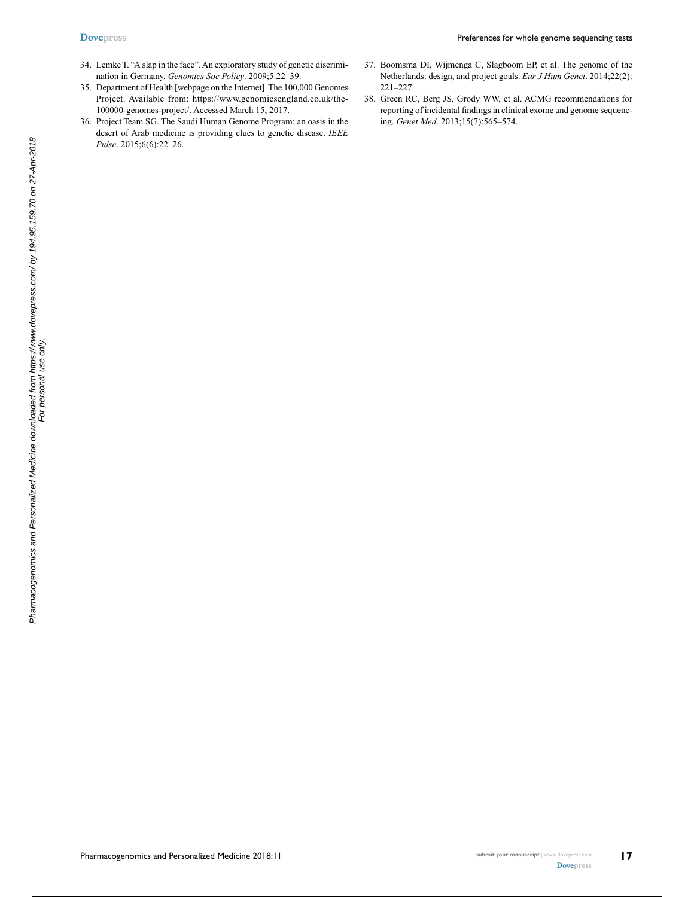34. Lemke T. "A slap in the face". An exploratory study of genetic discrimination in Germany. *Genomics Soc Policy*. 2009;5:22–39.
35. Department of Health [webpage on the Internet]. The 100,000 Genomes Project. Available from: https://www.genomicsengland.co.uk/the-100000-genomes-project/. Accessed March 15, 2017.
36. Project Team SG. The Saudi Human Genome Program: an oasis in the desert of Arab medicine is providing clues to genetic disease. *IEEE Pulse*. 2015;6(6):22–26.
37. Boomsma DI, Wijmenga C, Slagboom EP, et al. The genome of the Netherlands: design, and project goals. *Eur J Hum Genet*. 2014;22(2):221–227.
38. Green RC, Berg JS, Grody WW, et al. ACMG recommendations for reporting of incidental findings in clinical exome and genome sequencing. *Genet Med*. 2013;15(7):565–574.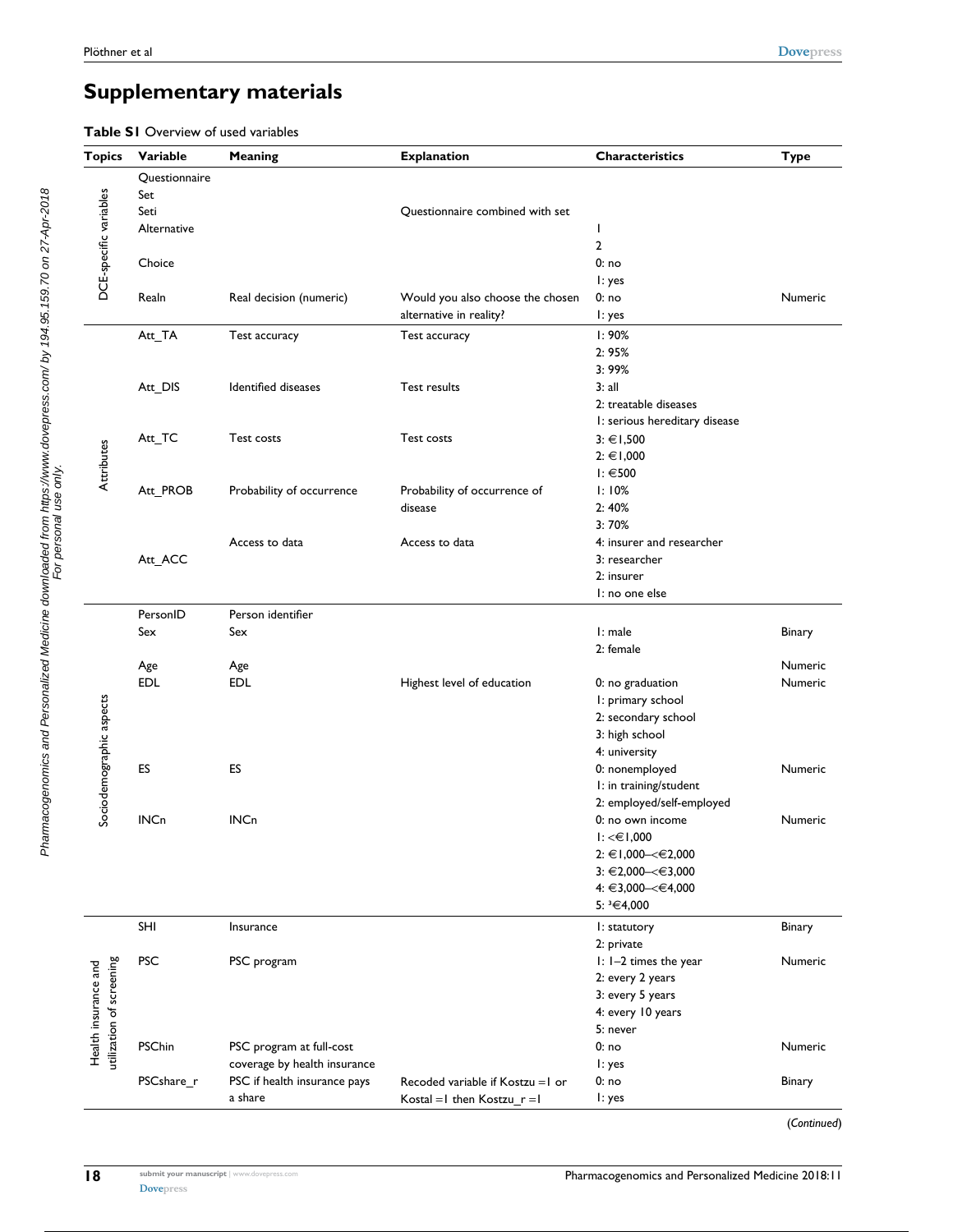## Supplementary materials

**Table S1** Overview of used variables

| Topics | Variable | Meaning | Explanation | Characteristics | Type |
|---|---|---|---|---|---|
| DCE-specific variables | Questionnaire | | | | |
| | Set | | | | |
| | Seti | | Questionnaire combined with set | | |
| | Alternative | | | 1<br>2 | |
| | Choice | | | 0: no<br>1: yes | |
| | Realn | Real decision (numeric) | Would you also choose the chosen alternative in reality? | 0: no<br>1: yes | Numeric |
| Attributes | Att_TA | Test accuracy | Test accuracy | 1: 90%<br>2: 95%<br>3: 99% | |
| | Att_DIS | Identified diseases | Test results | 3: all<br>2: treatable diseases<br>1: serious hereditary disease | |
| | Att_TC | Test costs | Test costs | 3: €1,500<br>2: €1,000<br>1: €500 | |
| | Att_PROB | Probability of occurrence | Probability of occurrence of disease | 1: 10%<br>2: 40%<br>3: 70% | |
| | Att_ACC | Access to data | Access to data | 4: insurer and researcher<br>3: researcher<br>2: insurer<br>1: no one else | |
| Sociodemographic aspects | PersonID | Person identifier | | | |
| | Sex | Sex | | 1: male<br>2: female | Binary |
| | Age | Age | | | Numeric |
| | EDL | EDL | Highest level of education | 0: no graduation<br>1: primary school<br>2: secondary school<br>3: high school<br>4: university | Numeric |
| | ES | ES | | 0: nonemployed<br>1: in training/student<br>2: employed/self-employed | Numeric |
| | INCn | INCn | | 0: no own income<br>1: <€1,000<br>2: €1,000–<€2,000<br>3: €2,000–<€3,000<br>4: €3,000–<€4,000<br>5: ≥€4,000 | Numeric |
| Health insurance and utilization of screening | SHI | Insurance | | 1: statutory<br>2: private | Binary |
| | PSC | PSC program | | 1: 1–2 times the year<br>2: every 2 years<br>3: every 5 years<br>4: every 10 years<br>5: never | Numeric |
| | PSChin | PSC program at full-cost coverage by health insurance | | 0: no<br>1: yes | Numeric |
| | PSCshare_r | PSC if health insurance pays a share | Recoded variable if Kostzu =1 or Kostal =1 then Kostzu_r =1 | 0: no<br>1: yes | Binary |

(*Continued*)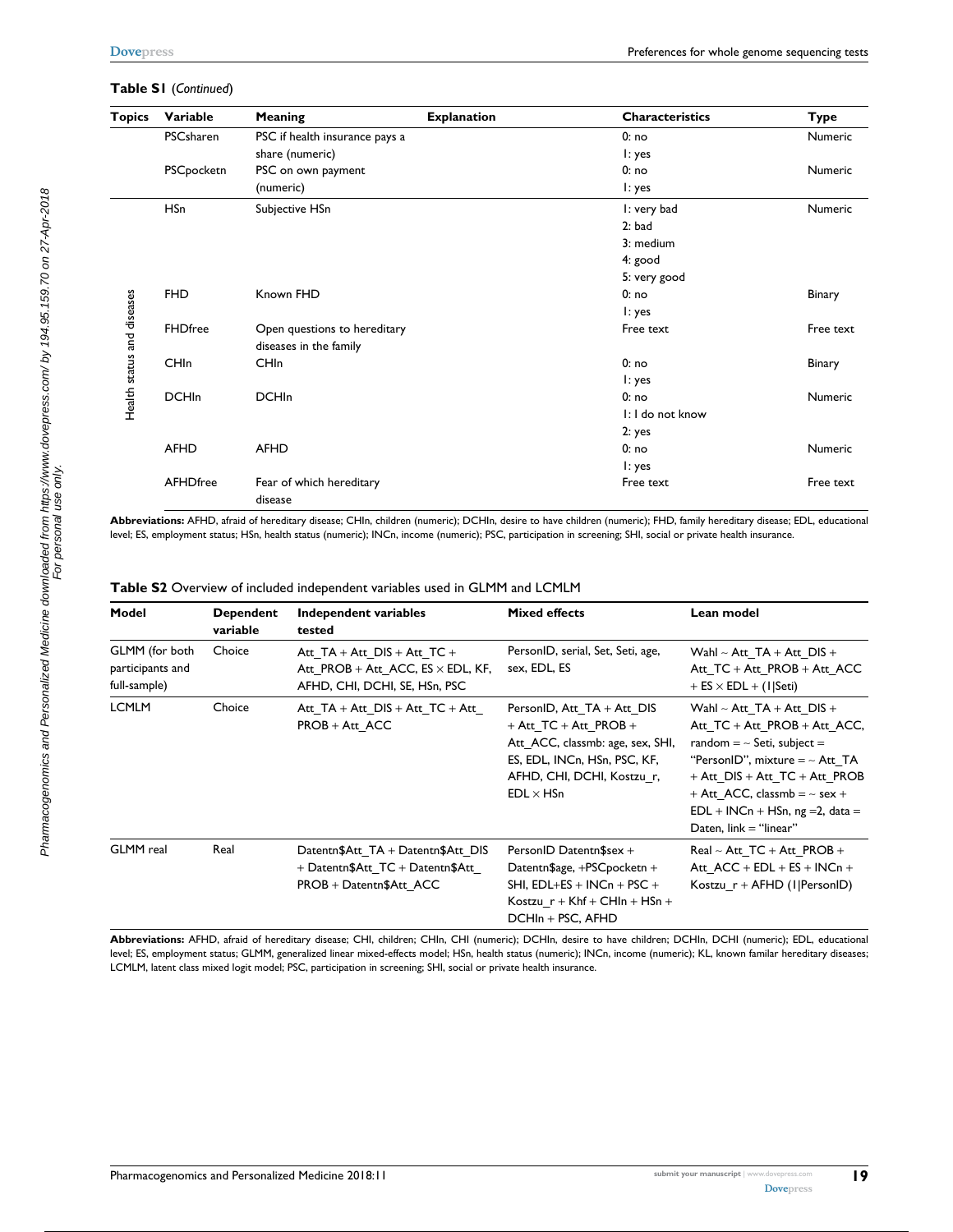**Table S1** (*Continued*)

| Topics | Variable | Meaning | Explanation | Characteristics | Type |
|---|---|---|---|---|---|
| | PSCsharen | PSC if health insurance pays a share (numeric) | | 0: no<br>1: yes | Numeric |
| | PSCpocketn | PSC on own payment (numeric) | | 0: no<br>1: yes | Numeric |
| Health status and diseases | HSn | Subjective HSn | | 1: very bad<br>2: bad<br>3: medium<br>4: good<br>5: very good | Numeric |
| | FHD | Known FHD | | 0: no<br>1: yes | Binary |
| | FHDfree | Open questions to hereditary diseases in the family | | Free text | Free text |
| | CHIn | CHIn | | 0: no<br>1: yes | Binary |
| | DCHIn | DCHIn | | 0: no<br>1: I do not know<br>2: yes | Numeric |
| | AFHD | AFHD | | 0: no<br>1: yes | Numeric |
| | AFHDfree | Fear of which hereditary disease | | Free text | Free text |

**Abbreviations:** AFHD, afraid of hereditary disease; CHIn, children (numeric); DCHIn, desire to have children (numeric); FHD, family hereditary disease; EDL, educational level; ES, employment status; HSn, health status (numeric); INCn, income (numeric); PSC, participation in screening; SHI, social or private health insurance.

**Table S2** Overview of included independent variables used in GLMM and LCMLM

| Model | Dependent variable | Independent variables tested | Mixed effects | Lean model |
|---|---|---|---|---|
| GLMM (for both participants and full-sample) | Choice | Att_TA + Att_DIS + Att_TC + Att_PROB + Att_ACC, ES × EDL, KF, AFHD, CHI, DCHI, SE, HSn, PSC | PersonID, serial, Set, Seti, age, sex, EDL, ES | Wahl ~ Att_TA + Att_DIS + Att_TC + Att_PROB + Att_ACC + ES × EDL + (1\|Seti) |
| LCMLM | Choice | Att_TA + Att_DIS + Att_TC + Att_PROB + Att_ACC | PersonID, Att_TA + Att_DIS + Att_TC + Att_PROB + Att_ACC, classmb: age, sex, SHI, ES, EDL, INCn, HSn, PSC, KF, AFHD, CHI, DCHI, Kostzu_r, EDL × HSn | Wahl ~ Att_TA + Att_DIS + Att_TC + Att_PROB + Att_ACC, random = ~ Seti, subject = "PersonID", mixture = ~ Att_TA + Att_DIS + Att_TC + Att_PROB + Att_ACC, classmb = ~ sex + EDL + INCn + HSn, ng =2, data = Daten, link = "linear" |
| GLMM real | Real | Datentn$Att_TA + Datentn$Att_DIS + Datentn$Att_TC + Datentn$Att_PROB + Datentn$Att_ACC | PersonID Datentn$sex + Datentn$age, +PSCpocketn + SHI, EDL+ES + INCn + PSC + Kostzu_r + Khf + CHIn + HSn + DCHIn + PSC, AFHD | Real ~ Att_TC + Att_PROB + Att_ACC + EDL + ES + INCn + Kostzu_r + AFHD (1\|PersonID) |

**Abbreviations:** AFHD, afraid of hereditary disease; CHI, children; CHIn, CHI (numeric); DCHIn, desire to have children; DCHIn, DCHI (numeric); EDL, educational level; ES, employment status; GLMM, generalized linear mixed-effects model; HSn, health status (numeric); INCn, income (numeric); KL, known familar hereditary diseases; LCMLM, latent class mixed logit model; PSC, participation in screening; SHI, social or private health insurance.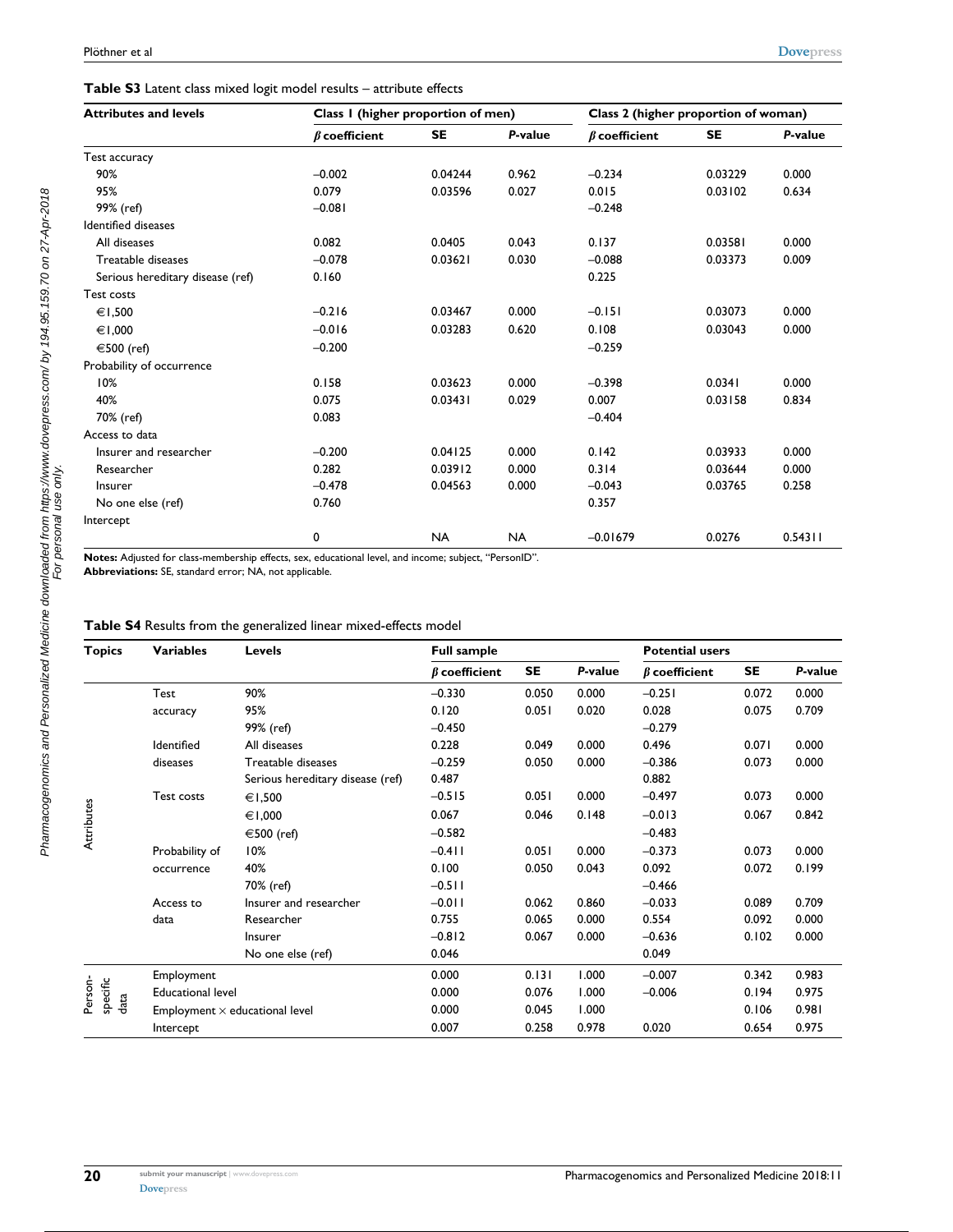**Table S3** Latent class mixed logit model results – attribute effects

| Attributes and levels | Class 1 (higher proportion of men) | | | Class 2 (higher proportion of woman) | | |
|---|---|---|---|---|---|---|
| | *β* coefficient | SE | *P*-value | *β* coefficient | SE | *P*-value |
| Test accuracy | | | | | | |
| 90% | –0.002 | 0.04244 | 0.962 | –0.234 | 0.03229 | 0.000 |
| 95% | 0.079 | 0.03596 | 0.027 | 0.015 | 0.03102 | 0.634 |
| 99% (ref) | –0.081 | | | –0.248 | | |
| Identified diseases | | | | | | |
| All diseases | 0.082 | 0.0405 | 0.043 | 0.137 | 0.03581 | 0.000 |
| Treatable diseases | –0.078 | 0.03621 | 0.030 | –0.088 | 0.03373 | 0.009 |
| Serious hereditary disease (ref) | 0.160 | | | 0.225 | | |
| Test costs | | | | | | |
| €1,500 | –0.216 | 0.03467 | 0.000 | –0.151 | 0.03073 | 0.000 |
| €1,000 | –0.016 | 0.03283 | 0.620 | 0.108 | 0.03043 | 0.000 |
| €500 (ref) | –0.200 | | | –0.259 | | |
| Probability of occurrence | | | | | | |
| 10% | 0.158 | 0.03623 | 0.000 | –0.398 | 0.0341 | 0.000 |
| 40% | 0.075 | 0.03431 | 0.029 | 0.007 | 0.03158 | 0.834 |
| 70% (ref) | 0.083 | | | –0.404 | | |
| Access to data | | | | | | |
| Insurer and researcher | –0.200 | 0.04125 | 0.000 | 0.142 | 0.03933 | 0.000 |
| Researcher | 0.282 | 0.03912 | 0.000 | 0.314 | 0.03644 | 0.000 |
| Insurer | –0.478 | 0.04563 | 0.000 | –0.043 | 0.03765 | 0.258 |
| No one else (ref) | 0.760 | | | 0.357 | | |
| Intercept | | | | | | |
| | 0 | NA | NA | –0.01679 | 0.0276 | 0.54311 |

**Notes:** Adjusted for class-membership effects, sex, educational level, and income; subject, "PersonID".
**Abbreviations:** SE, standard error; NA, not applicable.

**Table S4** Results from the generalized linear mixed-effects model

| Topics | Variables | Levels | Full sample | | | Potential users | | |
|---|---|---|---|---|---|---|---|---|
| | | | *β* coefficient | SE | *P*-value | *β* coefficient | SE | *P*-value |
| Attributes | Test accuracy | 90% | –0.330 | 0.050 | 0.000 | –0.251 | 0.072 | 0.000 |
| | | 95% | 0.120 | 0.051 | 0.020 | 0.028 | 0.075 | 0.709 |
| | | 99% (ref) | –0.450 | | | –0.279 | | |
| | Identified diseases | All diseases | 0.228 | 0.049 | 0.000 | 0.496 | 0.071 | 0.000 |
| | | Treatable diseases | –0.259 | 0.050 | 0.000 | –0.386 | 0.073 | 0.000 |
| | | Serious hereditary disease (ref) | 0.487 | | | 0.882 | | |
| | Test costs | €1,500 | –0.515 | 0.051 | 0.000 | –0.497 | 0.073 | 0.000 |
| | | €1,000 | 0.067 | 0.046 | 0.148 | –0.013 | 0.067 | 0.842 |
| | | €500 (ref) | –0.582 | | | –0.483 | | |
| | Probability of occurrence | 10% | –0.411 | 0.051 | 0.000 | –0.373 | 0.073 | 0.000 |
| | | 40% | 0.100 | 0.050 | 0.043 | 0.092 | 0.072 | 0.199 |
| | | 70% (ref) | –0.511 | | | –0.466 | | |
| | Access to data | Insurer and researcher | –0.011 | 0.062 | 0.860 | –0.033 | 0.089 | 0.709 |
| | | Researcher | 0.755 | 0.065 | 0.000 | 0.554 | 0.092 | 0.000 |
| | | Insurer | –0.812 | 0.067 | 0.000 | –0.636 | 0.102 | 0.000 |
| | | No one else (ref) | 0.046 | | | 0.049 | | |
| Person-specific data | Employment | | 0.000 | 0.131 | 1.000 | –0.007 | 0.342 | 0.983 |
| | Educational level | | 0.000 | 0.076 | 1.000 | –0.006 | 0.194 | 0.975 |
| | Employment × educational level | | 0.000 | 0.045 | 1.000 | | 0.106 | 0.981 |
| | Intercept | | 0.007 | 0.258 | 0.978 | 0.020 | 0.654 | 0.975 |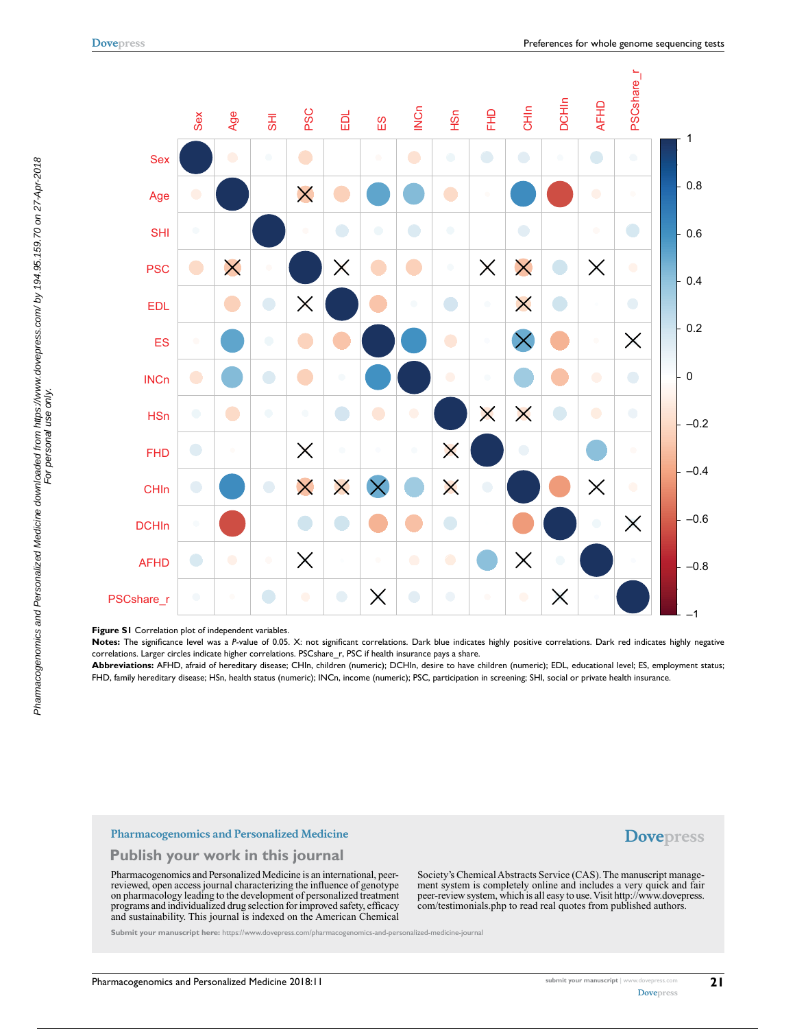Sex Age SHI PSC EDL ES INCn HSn FHD CHIn DCHIn AFHD PSCshare_r

Sex
Age
SHI
PSC
EDL
ES
INCn
HSn
FHD
CHIn
DCHIn
AFHD
PSCshare_r

1
0.8
0.6
0.4
0.2
0
−0.2
−0.4
−0.6
−0.8
−1

**Figure S1** Correlation plot of independent variables.

**Notes:** The significance level was a *P*-value of 0.05. X: not significant correlations. Dark blue indicates highly positive correlations. Dark red indicates highly negative correlations. Larger circles indicate higher correlations. PSCshare_r, PSC if health insurance pays a share.

**Abbreviations:** AFHD, afraid of hereditary disease; CHIn, children (numeric); DCHIn, desire to have children (numeric); EDL, educational level; ES, employment status; FHD, family hereditary disease; HSn, health status (numeric); INCn, income (numeric); PSC, participation in screening; SHI, social or private health insurance.

**Pharmacogenomics and Personalized Medicine**

## Publish your work in this journal

Pharmacogenomics and Personalized Medicine is an international, peer-reviewed, open access journal characterizing the influence of genotype on pharmacology leading to the development of personalized treatment programs and individualized drug selection for improved safety, efficacy and sustainability. This journal is indexed on the American Chemical Society's Chemical Abstracts Service (CAS). The manuscript management system is completely online and includes a very quick and fair peer-review system, which is all easy to use. Visit http://www.dovepress.com/testimonials.php to read real quotes from published authors.

**Submit your manuscript here:** https://www.dovepress.com/pharmacogenomics-and-personalized-medicine-journal